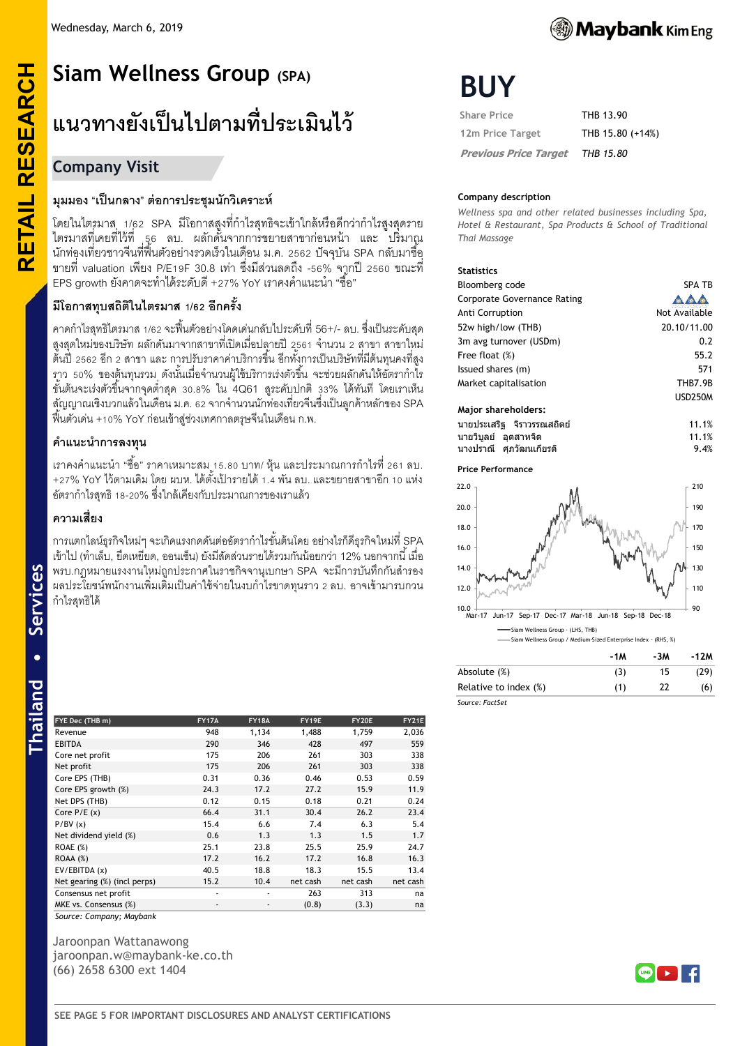Wednesday, March 6, 2019

# Siam Wellness Group (SPA)

## แนวทางยังเป็นไปตามที่ประเมินไว้

### Company Visit

**BUY**

| | |
|---|---|
| Share Price | THB 13.90 |
| 12m Price Target | THB 15.80 (+14%) |
| *Previous Price Target* | *THB 15.80* |

### มุมมอง "เป็นกลาง" ต่อการประชุมนักวิเคราะห์

โดยในไตรมาส 1/62 SPA มีโอกาสสูงที่กำไรสุทธิจะเข้าใกล้หรือดีกว่ากำไรสูงสุดรายไตรมาสที่เคยทำไว้ที่ 56 ลบ. ผลักดันจากการขยายสาขาก่อนหน้า และ ปริมาณนักท่องเที่ยวชาวจีนที่ฟื้นตัวอย่างรวดเร็วในเดือน ม.ค. 2562 ปัจจุบัน SPA กลับมาซื้อขายที่ valuation เพียง P/E19F 30.8 เท่า ซึ่งมีส่วนลดถึง -56% จากปี 2560 ขณะที่ EPS growth ยังคาดจะทำได้ระดับดี +27% YoY เราคงคำแนะนำ "ซื้อ"

### มีโอกาสทุบสถิติในไตรมาส 1/62 อีกครั้ง

คาดกำไรสุทธิไตรมาส 1/62 จะฟื้นตัวอย่างโดดเด่นกลับไประดับที่ 56+/- ลบ. ซึ่งเป็นระดับสูงสุดใหม่ของบริษัท ผลักดันมาจากสาขาที่เปิดเมื่อปลายปี 2561 จำนวน 2 สาขา สาขาใหม่ต้นปี 2562 อีก 2 สาขา และ การปรับราคาค่าบริการขึ้น อีกทั้งการเป็นบริษัทที่มีต้นทุนคงที่สูงราว 50% ของต้นทุนรวม ดังนั้นเมื่อจำนวนผู้ใช้บริการเร่งตัวขึ้น จะช่วยผลักดันให้อัตรากำไรขั้นต้นจะเร่งตัวขึ้นจากจุดต่ำสุด 30.8% ใน 4Q61 สู่ระดับปกติ 33% ได้ทันที โดยเราเห็นสัญญาณเชิงบวกแล้วในเดือน ม.ค. 62 จากจำนวนนักท่องเที่ยวจีนซึ่งเป็นลูกค้าหลักของ SPA ฟื้นตัวเด่น +10% YoY ก่อนเข้าสู่ช่วงเทศกาลตรุษจีนในเดือน ก.พ.

### คำแนะนำการลงทุน

เราคงคำแนะนำ "ซื้อ" ราคาเหมาะสม 15.80 บาท/ หุ้น และประมาณการกำไรที่ 261 ลบ. +27% YoY ไว้ตามเดิม โดย ผบห. ได้ตั้งเป้ารายได้ 1.4 พัน ลบ. และขยายสาขาอีก 10 แห่ง อัตรากำไรสุทธิ 18-20% ซึ่งใกล้เคียงกับประมาณการของเราแล้ว

### ความเสี่ยง

การแตกไลน์ธุรกิจใหม่ๆ จะเกิดแรงกดดันต่ออัตรากำไรขั้นต้นโดย อย่างไรก็ดีธุรกิจใหม่ที่ SPA เข้าไป (ทำเล็บ, ยืดเหยียด, ออนเซ็น) ยังมีสัดส่วนรายได้รวมกันน้อยกว่า 12% นอกจากนี้ เมื่อ พรบ.กฎหมายแรงงานใหม่ถูกประกาศในราชกิจจานุเบกษา SPA จะมีการบันทึกกันสำรองผลประโยชน์พนักงานเพิ่มเติมเป็นค่าใช้จ่ายในงบกำไรขาดทุนราว 2 ลบ. อาจเข้ามารบกวนกำไรสุทธิได้

| FYE Dec (THB m) | FY17A | FY18A | FY19E | FY20E | FY21E |
|---|---|---|---|---|---|
| Revenue | 948 | 1,134 | 1,488 | 1,759 | 2,036 |
| EBITDA | 290 | 346 | 428 | 497 | 559 |
| Core net profit | 175 | 206 | 261 | 303 | 338 |
| Net profit | 175 | 206 | 261 | 303 | 338 |
| Core EPS (THB) | 0.31 | 0.36 | 0.46 | 0.53 | 0.59 |
| Core EPS growth (%) | 24.3 | 17.2 | 27.2 | 15.9 | 11.9 |
| Net DPS (THB) | 0.12 | 0.15 | 0.18 | 0.21 | 0.24 |
| Core P/E (x) | 66.4 | 31.1 | 30.4 | 26.2 | 23.4 |
| P/BV (x) | 15.4 | 6.6 | 7.4 | 6.3 | 5.4 |
| Net dividend yield (%) | 0.6 | 1.3 | 1.3 | 1.5 | 1.7 |
| ROAE (%) | 25.1 | 23.8 | 25.5 | 25.9 | 24.7 |
| ROAA (%) | 17.2 | 16.2 | 17.2 | 16.8 | 16.3 |
| EV/EBITDA (x) | 40.5 | 18.8 | 18.3 | 15.5 | 13.4 |
| Net gearing (%) (incl perps) | 15.2 | 10.4 | net cash | net cash | net cash |
| Consensus net profit | - | - | 263 | 313 | na |
| MKE vs. Consensus (%) | - | - | (0.8) | (3.3) | na |

Source: Company; Maybank

Jaroonpan Wattanawong
jaroonpan.w@maybank-ke.co.th
(66) 2658 6300 ext 1404

#### Company description

*Wellness spa and other related businesses including Spa, Hotel & Restaurant, Spa Products & School of Traditional Thai Massage*

#### Statistics

| | |
|---|---|
| Bloomberg code | SPA TB |
| Corporate Governance Rating | ▲▲▲ |
| Anti Corruption | Not Available |
| 52w high/low (THB) | 20.10/11.00 |
| 3m avg turnover (USDm) | 0.2 |
| Free float (%) | 55.2 |
| Issued shares (m) | 571 |
| Market capitalisation | THB7.9B |
| | USD250M |

#### Major shareholders:

| | |
|---|---|
| นายประเสริฐ จิราวรรณสถิตย์ | 11.1% |
| นายวิบูลย์ อุตสาหจิต | 11.1% |
| นางปราณี ศุภวัฒนเกียรติ | 9.4% |

#### Price Performance

— Siam Wellness Group - (LHS, THB)
— Siam Wellness Group / Medium-Sized Enterprise Index - (RHS, %)

| | -1M | -3M | -12M |
|---|---|---|---|
| Absolute (%) | (3) | 15 | (29) |
| Relative to index (%) | (1) | 22 | (6) |

Source: FactSet

SEE PAGE 5 FOR IMPORTANT DISCLOSURES AND ANALYST CERTIFICATIONS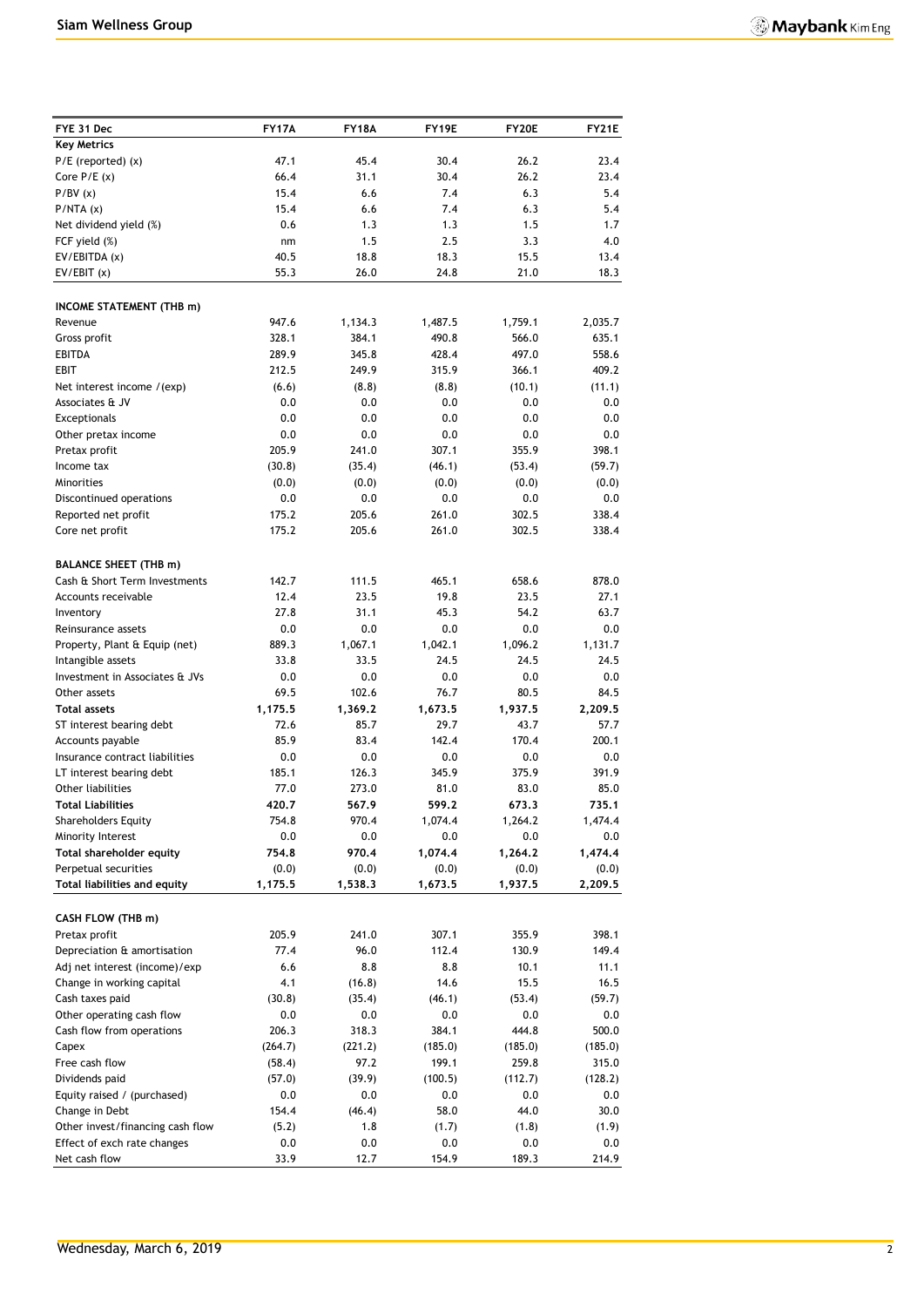| FYE 31 Dec | FY17A | FY18A | FY19E | FY20E | FY21E |
|---|---|---|---|---|---|
| **Key Metrics** | | | | | |
| P/E (reported) (x) | 47.1 | 45.4 | 30.4 | 26.2 | 23.4 |
| Core P/E (x) | 66.4 | 31.1 | 30.4 | 26.2 | 23.4 |
| P/BV (x) | 15.4 | 6.6 | 7.4 | 6.3 | 5.4 |
| P/NTA (x) | 15.4 | 6.6 | 7.4 | 6.3 | 5.4 |
| Net dividend yield (%) | 0.6 | 1.3 | 1.3 | 1.5 | 1.7 |
| FCF yield (%) | nm | 1.5 | 2.5 | 3.3 | 4.0 |
| EV/EBITDA (x) | 40.5 | 18.8 | 18.3 | 15.5 | 13.4 |
| EV/EBIT (x) | 55.3 | 26.0 | 24.8 | 21.0 | 18.3 |
| | | | | | |
| **INCOME STATEMENT (THB m)** | | | | | |
| Revenue | 947.6 | 1,134.3 | 1,487.5 | 1,759.1 | 2,035.7 |
| Gross profit | 328.1 | 384.1 | 490.8 | 566.0 | 635.1 |
| EBITDA | 289.9 | 345.8 | 428.4 | 497.0 | 558.6 |
| EBIT | 212.5 | 249.9 | 315.9 | 366.1 | 409.2 |
| Net interest income /(exp) | (6.6) | (8.8) | (8.8) | (10.1) | (11.1) |
| Associates & JV | 0.0 | 0.0 | 0.0 | 0.0 | 0.0 |
| Exceptionals | 0.0 | 0.0 | 0.0 | 0.0 | 0.0 |
| Other pretax income | 0.0 | 0.0 | 0.0 | 0.0 | 0.0 |
| Pretax profit | 205.9 | 241.0 | 307.1 | 355.9 | 398.1 |
| Income tax | (30.8) | (35.4) | (46.1) | (53.4) | (59.7) |
| Minorities | (0.0) | (0.0) | (0.0) | (0.0) | (0.0) |
| Discontinued operations | 0.0 | 0.0 | 0.0 | 0.0 | 0.0 |
| Reported net profit | 175.2 | 205.6 | 261.0 | 302.5 | 338.4 |
| Core net profit | 175.2 | 205.6 | 261.0 | 302.5 | 338.4 |
| | | | | | |
| **BALANCE SHEET (THB m)** | | | | | |
| Cash & Short Term Investments | 142.7 | 111.5 | 465.1 | 658.6 | 878.0 |
| Accounts receivable | 12.4 | 23.5 | 19.8 | 23.5 | 27.1 |
| Inventory | 27.8 | 31.1 | 45.3 | 54.2 | 63.7 |
| Reinsurance assets | 0.0 | 0.0 | 0.0 | 0.0 | 0.0 |
| Property, Plant & Equip (net) | 889.3 | 1,067.1 | 1,042.1 | 1,096.2 | 1,131.7 |
| Intangible assets | 33.8 | 33.5 | 24.5 | 24.5 | 24.5 |
| Investment in Associates & JVs | 0.0 | 0.0 | 0.0 | 0.0 | 0.0 |
| Other assets | 69.5 | 102.6 | 76.7 | 80.5 | 84.5 |
| **Total assets** | **1,175.5** | **1,369.2** | **1,673.5** | **1,937.5** | **2,209.5** |
| ST interest bearing debt | 72.6 | 85.7 | 29.7 | 43.7 | 57.7 |
| Accounts payable | 85.9 | 83.4 | 142.4 | 170.4 | 200.1 |
| Insurance contract liabilities | 0.0 | 0.0 | 0.0 | 0.0 | 0.0 |
| LT interest bearing debt | 185.1 | 126.3 | 345.9 | 375.9 | 391.9 |
| Other liabilities | 77.0 | 273.0 | 81.0 | 83.0 | 85.0 |
| **Total Liabilities** | **420.7** | **567.9** | **599.2** | **673.3** | **735.1** |
| Shareholders Equity | 754.8 | 970.4 | 1,074.4 | 1,264.2 | 1,474.4 |
| Minority Interest | 0.0 | 0.0 | 0.0 | 0.0 | 0.0 |
| **Total shareholder equity** | **754.8** | **970.4** | **1,074.4** | **1,264.2** | **1,474.4** |
| Perpetual securities | (0.0) | (0.0) | (0.0) | (0.0) | (0.0) |
| **Total liabilities and equity** | **1,175.5** | **1,538.3** | **1,673.5** | **1,937.5** | **2,209.5** |
| | | | | | |
| **CASH FLOW (THB m)** | | | | | |
| Pretax profit | 205.9 | 241.0 | 307.1 | 355.9 | 398.1 |
| Depreciation & amortisation | 77.4 | 96.0 | 112.4 | 130.9 | 149.4 |
| Adj net interest (income)/exp | 6.6 | 8.8 | 8.8 | 10.1 | 11.1 |
| Change in working capital | 4.1 | (16.8) | 14.6 | 15.5 | 16.5 |
| Cash taxes paid | (30.8) | (35.4) | (46.1) | (53.4) | (59.7) |
| Other operating cash flow | 0.0 | 0.0 | 0.0 | 0.0 | 0.0 |
| Cash flow from operations | 206.3 | 318.3 | 384.1 | 444.8 | 500.0 |
| Capex | (264.7) | (221.2) | (185.0) | (185.0) | (185.0) |
| Free cash flow | (58.4) | 97.2 | 199.1 | 259.8 | 315.0 |
| Dividends paid | (57.0) | (39.9) | (100.5) | (112.7) | (128.2) |
| Equity raised / (purchased) | 0.0 | 0.0 | 0.0 | 0.0 | 0.0 |
| Change in Debt | 154.4 | (46.4) | 58.0 | 44.0 | 30.0 |
| Other invest/financing cash flow | (5.2) | 1.8 | (1.7) | (1.8) | (1.9) |
| Effect of exch rate changes | 0.0 | 0.0 | 0.0 | 0.0 | 0.0 |
| Net cash flow | 33.9 | 12.7 | 154.9 | 189.3 | 214.9 |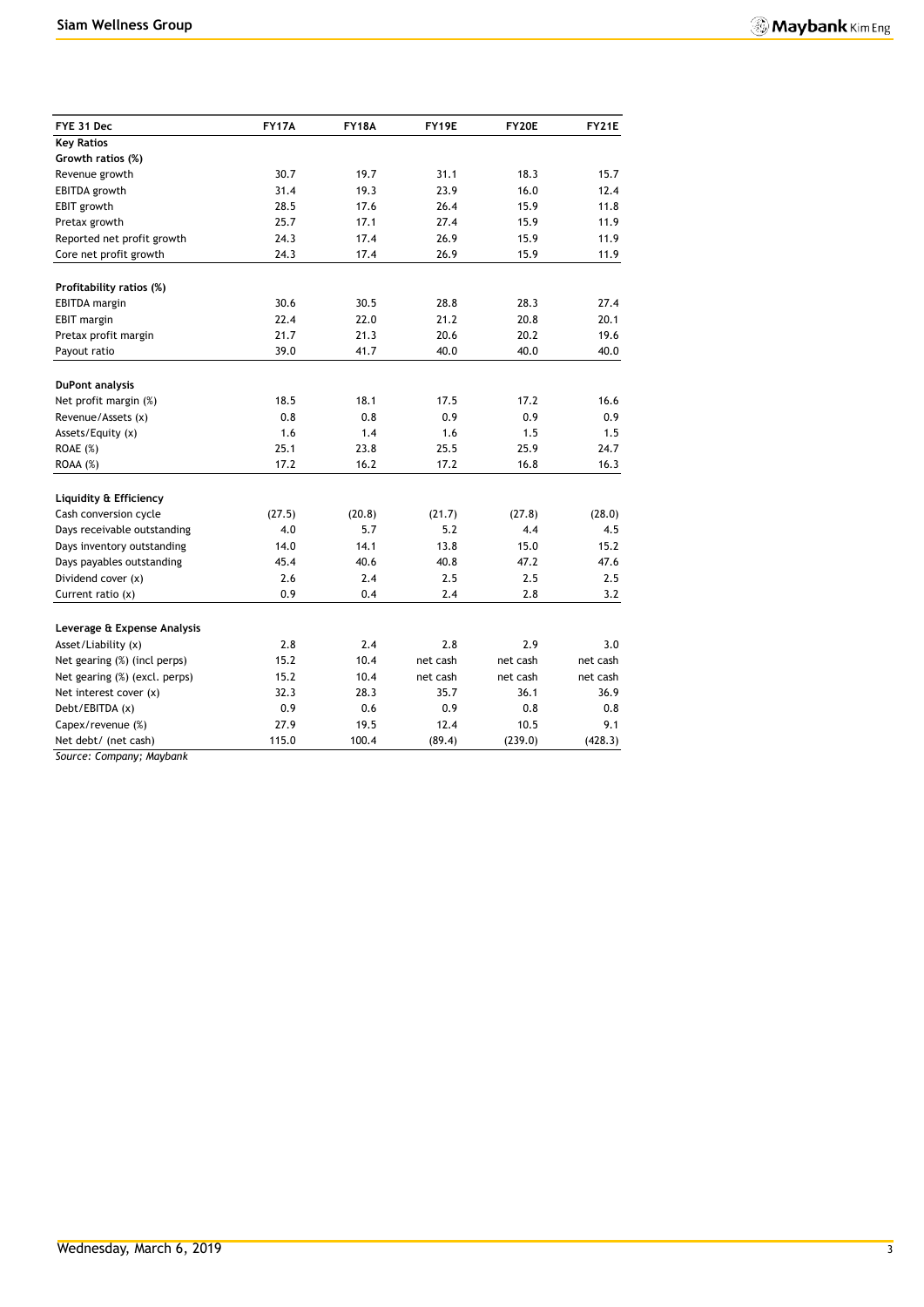| FYE 31 Dec | FY17A | FY18A | FY19E | FY20E | FY21E |
|---|---|---|---|---|---|
| **Key Ratios** | | | | | |
| **Growth ratios (%)** | | | | | |
| Revenue growth | 30.7 | 19.7 | 31.1 | 18.3 | 15.7 |
| EBITDA growth | 31.4 | 19.3 | 23.9 | 16.0 | 12.4 |
| EBIT growth | 28.5 | 17.6 | 26.4 | 15.9 | 11.8 |
| Pretax growth | 25.7 | 17.1 | 27.4 | 15.9 | 11.9 |
| Reported net profit growth | 24.3 | 17.4 | 26.9 | 15.9 | 11.9 |
| Core net profit growth | 24.3 | 17.4 | 26.9 | 15.9 | 11.9 |
| | | | | | |
| **Profitability ratios (%)** | | | | | |
| EBITDA margin | 30.6 | 30.5 | 28.8 | 28.3 | 27.4 |
| EBIT margin | 22.4 | 22.0 | 21.2 | 20.8 | 20.1 |
| Pretax profit margin | 21.7 | 21.3 | 20.6 | 20.2 | 19.6 |
| Payout ratio | 39.0 | 41.7 | 40.0 | 40.0 | 40.0 |
| | | | | | |
| **DuPont analysis** | | | | | |
| Net profit margin (%) | 18.5 | 18.1 | 17.5 | 17.2 | 16.6 |
| Revenue/Assets (x) | 0.8 | 0.8 | 0.9 | 0.9 | 0.9 |
| Assets/Equity (x) | 1.6 | 1.4 | 1.6 | 1.5 | 1.5 |
| ROAE (%) | 25.1 | 23.8 | 25.5 | 25.9 | 24.7 |
| ROAA (%) | 17.2 | 16.2 | 17.2 | 16.8 | 16.3 |
| | | | | | |
| **Liquidity & Efficiency** | | | | | |
| Cash conversion cycle | (27.5) | (20.8) | (21.7) | (27.8) | (28.0) |
| Days receivable outstanding | 4.0 | 5.7 | 5.2 | 4.4 | 4.5 |
| Days inventory outstanding | 14.0 | 14.1 | 13.8 | 15.0 | 15.2 |
| Days payables outstanding | 45.4 | 40.6 | 40.8 | 47.2 | 47.6 |
| Dividend cover (x) | 2.6 | 2.4 | 2.5 | 2.5 | 2.5 |
| Current ratio (x) | 0.9 | 0.4 | 2.4 | 2.8 | 3.2 |
| | | | | | |
| **Leverage & Expense Analysis** | | | | | |
| Asset/Liability (x) | 2.8 | 2.4 | 2.8 | 2.9 | 3.0 |
| Net gearing (%) (incl perps) | 15.2 | 10.4 | net cash | net cash | net cash |
| Net gearing (%) (excl. perps) | 15.2 | 10.4 | net cash | net cash | net cash |
| Net interest cover (x) | 32.3 | 28.3 | 35.7 | 36.1 | 36.9 |
| Debt/EBITDA (x) | 0.9 | 0.6 | 0.9 | 0.8 | 0.8 |
| Capex/revenue (%) | 27.9 | 19.5 | 12.4 | 10.5 | 9.1 |
| Net debt/ (net cash) | 115.0 | 100.4 | (89.4) | (239.0) | (428.3) |

*Source: Company; Maybank*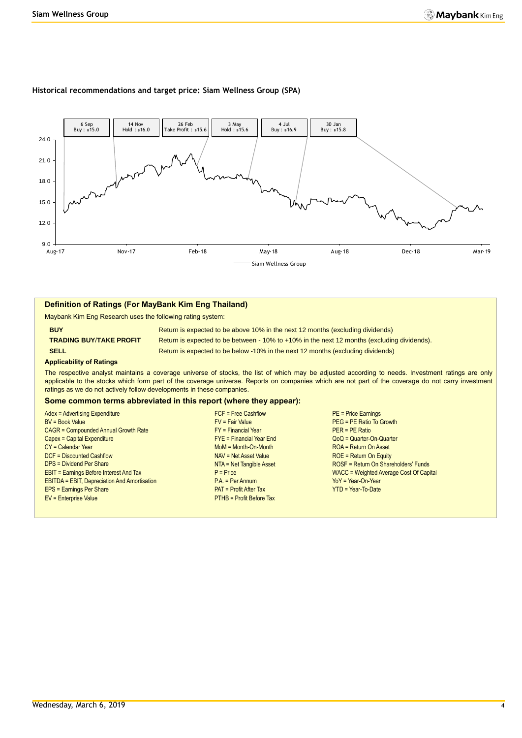### Historical recommendations and target price: Siam Wellness Group (SPA)

| Date | Rating |
|---|---|
| 6 Sep | Buy : ฿15.0 |
| 14 Nov | Hold : ฿16.0 |
| 26 Feb | Take Profit : ฿15.6 |
| 3 May | Hold : ฿15.6 |
| 4 Jul | Buy : ฿16.9 |
| 30 Jan | Buy : ฿15.8 |

## Definition of Ratings (For MayBank Kim Eng Thailand)

Maybank Kim Eng Research uses the following rating system:

| | |
|---|---|
| **BUY** | Return is expected to be above 10% in the next 12 months (excluding dividends) |
| **TRADING BUY/TAKE PROFIT** | Return is expected to be between - 10% to +10% in the next 12 months (excluding dividends). |
| **SELL** | Return is expected to be below -10% in the next 12 months (excluding dividends) |

**Applicability of Ratings**

The respective analyst maintains a coverage universe of stocks, the list of which may be adjusted according to needs. Investment ratings are only applicable to the stocks which form part of the coverage universe. Reports on companies which are not part of the coverage do not carry investment ratings as we do not actively follow developments in these companies.

### Some common terms abbreviated in this report (where they appear):

- Adex = Advertising Expenditure
- BV = Book Value
- CAGR = Compounded Annual Growth Rate
- Capex = Capital Expenditure
- CY = Calendar Year
- DCF = Discounted Cashflow
- DPS = Dividend Per Share
- EBIT = Earnings Before Interest And Tax
- EBITDA = EBIT, Depreciation And Amortisation
- EPS = Earnings Per Share
- EV = Enterprise Value
- FCF = Free Cashflow
- FV = Fair Value
- FY = Financial Year
- FYE = Financial Year End
- MoM = Month-On-Month
- NAV = Net Asset Value
- NTA = Net Tangible Asset
- P = Price
- P.A. = Per Annum
- PAT = Profit After Tax
- PTHB = Profit Before Tax
- PE = Price Earnings
- PEG = PE Ratio To Growth
- PER = PE Ratio
- QoQ = Quarter-On-Quarter
- ROA = Return On Asset
- ROE = Return On Equity
- ROSF = Return On Shareholders' Funds
- WACC = Weighted Average Cost Of Capital
- YoY = Year-On-Year
- YTD = Year-To-Date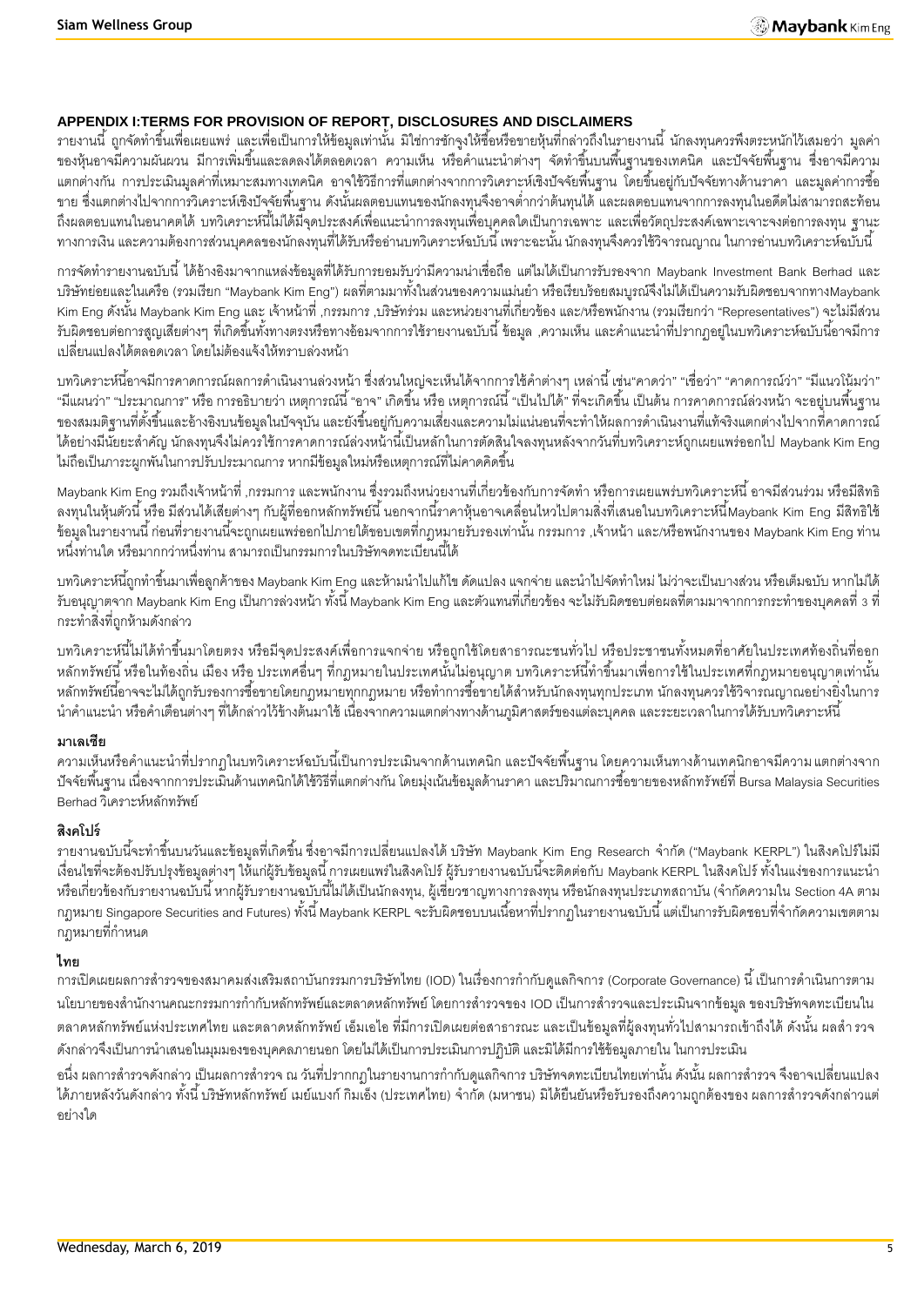## APPENDIX I:TERMS FOR PROVISION OF REPORT, DISCLOSURES AND DISCLAIMERS

รายงานนี้ ถูกจัดทำขึ้นเพื่อเผยแพร่ และเพื่อเป็นการให้ข้อมูลเท่านั้น มิใช่การชักจูงให้ซื้อหรือขายหุ้นที่กล่าวถึงในรายงานนี้ นักลงทุนควรพึงตระหนักไว้เสมอว่า มูลค่าของหุ้นอาจมีความผันผวน มีการเพิ่มขึ้นและลดลงได้ตลอดเวลา ความเห็น หรือคำแนะนำต่างๆ จัดทำขึ้นบนพื้นฐานของเทคนิค และปัจจัยพื้นฐาน ซึ่งอาจมีความแตกต่างกัน การประเมินมูลค่าที่เหมาะสมทางเทคนิค อาจใช้วิธีการที่แตกต่างจากการวิเคราะห์เชิงปัจจัยพื้นฐาน โดยขึ้นอยู่กับปัจจัยทางด้านราคา และมูลค่าการซื้อขาย ซึ่งแตกต่างไปจากการวิเคราะห์เชิงปัจจัยพื้นฐาน ดังนั้นผลตอบแทนของนักลงทุนจึงอาจต่ำกว่าต้นทุนได้ และผลตอบแทนจากการลงทุนในอดีตไม่สามารถสะท้อนถึงผลตอบแทนในอนาคตได้ บทวิเคราะห์นี้ไม่ได้มีจุดประสงค์เพื่อแนะนำการลงทุนเพื่อบุคคลใดเป็นการเฉพาะ และเพื่อวัตถุประสงค์เฉพาะเจาะจงต่อการลงทุน ฐานะทางการเงิน และความต้องการส่วนบุคคลของนักลงทุนที่ได้รับหรืออ่านบทวิเคราะห์ฉบับนี้ เพราะฉะนั้น นักลงทุนจึงควรใช้วิจารณญาณ ในการอ่านบทวิเคราะห์ฉบับนี้

การจัดทำรายงานฉบับนี้ ได้อ้างอิงมาจากแหล่งข้อมูลที่ได้รับการยอมรับว่ามีความน่าเชื่อถือ แต่ไม่ได้เป็นการรับรองจาก Maybank Investment Bank Berhad และบริษัทย่อยและในเครือ (รวมเรียก "Maybank Kim Eng") ผลที่ตามมาทั้งในส่วนของความแม่นยำ หรือเรียบร้อยสมบูรณ์จึงไม่ได้เป็นความรับผิดชอบจากทางMaybank Kim Eng ดังนั้น Maybank Kim Eng และ เจ้าหน้าที่ ,กรรมการ ,บริษัทร่วม และหน่วยงานที่เกี่ยวข้อง และ/หรือพนักงาน (รวมเรียกว่า "Representatives") จะไม่มีส่วนรับผิดชอบต่อการสูญเสียต่างๆ ที่เกิดขึ้นทั้งทางตรงหรือทางอ้อมจากการใช้รายงานฉบับนี้ ข้อมูล ,ความเห็น และคำแนะนำที่ปรากฏอยู่ในบทวิเคราะห์ฉบับนี้อาจมีการเปลี่ยนแปลงได้ตลอดเวลา โดยไม่ต้องแจ้งให้ทราบล่วงหน้า

บทวิเคราะห์นี้อาจมีการคาดการณ์ผลการดำเนินงานล่วงหน้า ซึ่งส่วนใหญ่จะเห็นได้จากการใช้คำต่างๆ เหล่านี้ เช่น"คาดว่า" "เชื่อว่า" "คาดการณ์ว่า" "มีแนวโน้มว่า" "มีแผนว่า" "ประมาณการ" หรือ การอธิบายว่า เหตุการณ์นี้ "อาจ" เกิดขึ้น หรือ เหตุการณ์นี้ "เป็นไปได้" ที่จะเกิดขึ้น เป็นต้น การคาดการณ์ล่วงหน้า จะอยู่บนพื้นฐานของสมมติฐานที่ตั้งขึ้นและอ้างอิงบนข้อมูลในปัจจุบัน และยังขึ้นอยู่กับความเสี่ยงและความไม่แน่นอนที่จะทำให้ผลการดำเนินงานที่แท้จริงแตกต่างไปจากที่คาดการณ์ได้อย่างมีนัยยะสำคัญ นักลงทุนจึงไม่ควรใช้การคาดการณ์ล่วงหน้านี้เป็นหลักในการตัดสินใจลงทุนหลังจากวันที่บทวิเคราะห์ถูกเผยแพร่ออกไป Maybank Kim Eng ไม่ถือเป็นภาระผูกพันในการปรับประมาณการ หากมีข้อมูลใหม่หรือเหตุการณ์ที่ไม่คาดคิดขึ้น

Maybank Kim Eng รวมถึงเจ้าหน้าที่ ,กรรมการ และพนักงาน ซึ่งรวมถึงหน่วยงานที่เกี่ยวข้องกับการจัดทำ หรือการเผยแพร่บทวิเคราะห์นี้ อาจมีส่วนร่วม หรือมีสิทธิลงทุนในหุ้นตัวนี้ หรือ มีส่วนได้เสียต่างๆ กับผู้ที่ออกหลักทรัพย์นี้ นอกจากนี้ราคาหุ้นอาจเคลื่อนไหวไปตามสิ่งที่เสนอในบทวิเคราะห์นี้Maybank Kim Eng มีสิทธิใช้ข้อมูลในรายงานนี้ ก่อนที่รายงานนี้จะถูกเผยแพร่ออกไปภายใต้ขอบเขตที่กฎหมายรับรองเท่านั้น กรรมการ ,เจ้าหน้าที่ และ/หรือพนักงานของ Maybank Kim Eng ท่านหนึ่งท่านใด หรือมากกว่าหนึ่งท่าน สามารถเป็นกรรมการในบริษัทจดทะเบียนนี้ได้

บทวิเคราะห์นี้ถูกทำขึ้นมาเพื่อลูกค้าของ Maybank Kim Eng และห้ามนำไปแก้ไข ดัดแปลง แจกจ่าย และนำไปจัดทำใหม่ ไม่ว่าจะเป็นบางส่วน หรือเต็มฉบับ หากไม่ได้รับอนุญาตจาก Maybank Kim Eng เป็นการล่วงหน้า ทั้งนี้ Maybank Kim Eng และตัวแทนที่เกี่ยวข้อง จะไม่รับผิดชอบต่อผลที่ตามมาจากการกระทำของบุคคลที่ 3 ที่กระทำสิ่งที่ถูกห้ามดังกล่าว

บทวิเคราะห์นี้ไม่ได้ทำขึ้นมาโดยตรง หรือมีจุดประสงค์เพื่อการแจกจ่าย หรือถูกใช้โดยสาธารณะชนทั่วไป หรือประชาชนทั้งหมดที่อาศัยในประเทศท้องถิ่นที่ออกหลักทรัพย์นี้ หรือในท้องถิ่น เมือง หรือ ประเทศอื่นๆ ที่กฎหมายในประเทศนั้นไม่อนุญาต บทวิเคราะห์นี้ทำขึ้นมาเพื่อการใช้ในประเทศที่กฎหมายอนุญาตเท่านั้น หลักทรัพย์นี้อาจจะไม่ได้ถูกรับรองการซื้อขายโดยกฎหมายทุกกฎหมาย หรือทำการซื้อขายได้สำหรับนักลงทุนทุกประเภท นักลงทุนควรใช้วิจารณญาณอย่างยิ่งในการนำคำแนะนำ หรือคำเตือนต่างๆ ที่ได้กล่าวไว้ข้างต้นมาใช้ เนื่องจากความแตกต่างทางด้านภูมิศาสตร์ของแต่ละบุคคล และระยะเวลาในการได้รับบทวิเคราะห์นี้

### มาเลเซีย

ความเห็นหรือคำแนะนำที่ปรากฏในบทวิเคราะห์ฉบับนี้เป็นการประเมินจากด้านเทคนิก และปัจจัยพื้นฐาน โดยความเห็นทางด้านเทคนิกอาจมีความ แตกต่างจากปัจจัยพื้นฐาน เนื่องจากการประเมินด้านเทคนิกได้ใช้วิธีที่แตกต่างกัน โดยมุ่งเน้นข้อมูลด้านราคา และปริมาณการซื้อขายของหลักทรัพย์ที่ Bursa Malaysia Securities Berhad วิเคราะห์หลักทรัพย์

### สิงคโปร์

รายงานฉบับนี้จะทำขึ้นบนวันและข้อมูลที่เกิดขึ้น ซึ่งอาจมีการเปลี่ยนแปลงได้ บริษัท Maybank Kim Eng Research จำกัด ("Maybank KERPL") ในสิงคโปร์ไม่มีเงื่อนไขที่จะต้องปรับปรุงข้อมูลต่างๆ ให้แก่ผู้รับข้อมูลนี้ การเผยแพร่ในสิงคโปร์ ผู้รับรายงานฉบับนี้จะติดต่อกับ Maybank KERPL ในสิงคโปร์ ทั้งในแง่ของการแนะนำหรือเกี่ยวข้องกับรายงานฉบับนี้ หากผู้รับรายงานฉบับนี้ไม่ได้เป็นนักลงทุน, ผู้เชี่ยวชาญทางการลงทุน หรือนักลงทุนประเภทสถาบัน (จำกัดความใน Section 4A ตามกฎหมาย Singapore Securities and Futures) ทั้งนี้ Maybank KERPL จะรับผิดชอบบนเนื้อหาที่ปรากฏในรายงานฉบับนี้ แต่เป็นการรับผิดชอบที่จำกัดความเขตตามกฎหมายที่กำหนด

### ไทย

การเปิดเผยผลการสำรวจของสมาคมส่งเสริมสถาบันกรรมการบริษัทไทย (IOD) ในเรื่องการกำกับดูแลกิจการ (Corporate Governance) นี้ เป็นการดำเนินการตามนโยบายของสำนักงานคณะกรรมการกำกับหลักทรัพย์และตลาดหลักทรัพย์ โดยการสำรวจของ IOD เป็นการสำรวจและประเมินจากข้อมูล ของบริษัทจดทะเบียนในตลาดหลักทรัพย์แห่งประเทศไทย และตลาดหลักทรัพย์ เอ็มเอไอ ที่มีการเปิดเผยต่อสาธารณะ และเป็นข้อมูลที่ผู้ลงทุนทั่วไปสามารถเข้าถึงได้ ดังนั้น ผลสำ รวจดังกล่าวจึงเป็นการนำเสนอในมุมมองของบุคคลภายนอก โดยไม่ได้เป็นการประเมินการปฏิบัติ และมิได้มีการใช้ข้อมูลภายใน ในการประเมิน

อนึ่ง ผลการสำรวจดังกล่าว เป็นผลการสำรวจ ณ วันที่ปรากฏในรายงานการกำกับดูแลกิจการ บริษัทจดทะเบียนไทยเท่านั้น ดังนั้น ผลการสำรวจ จึงอาจเปลี่ยนแปลงได้ภายหลังวันดังกล่าว ทั้งนี้ บริษัทหลักทรัพย์ เมย์แบงก์ กิมเอ็ง (ประเทศไทย) จำกัด (มหาชน) มิได้ยืนยันหรือรับรองถึงความถูกต้องของ ผลการสำรวจดังกล่าวแต่อย่างใด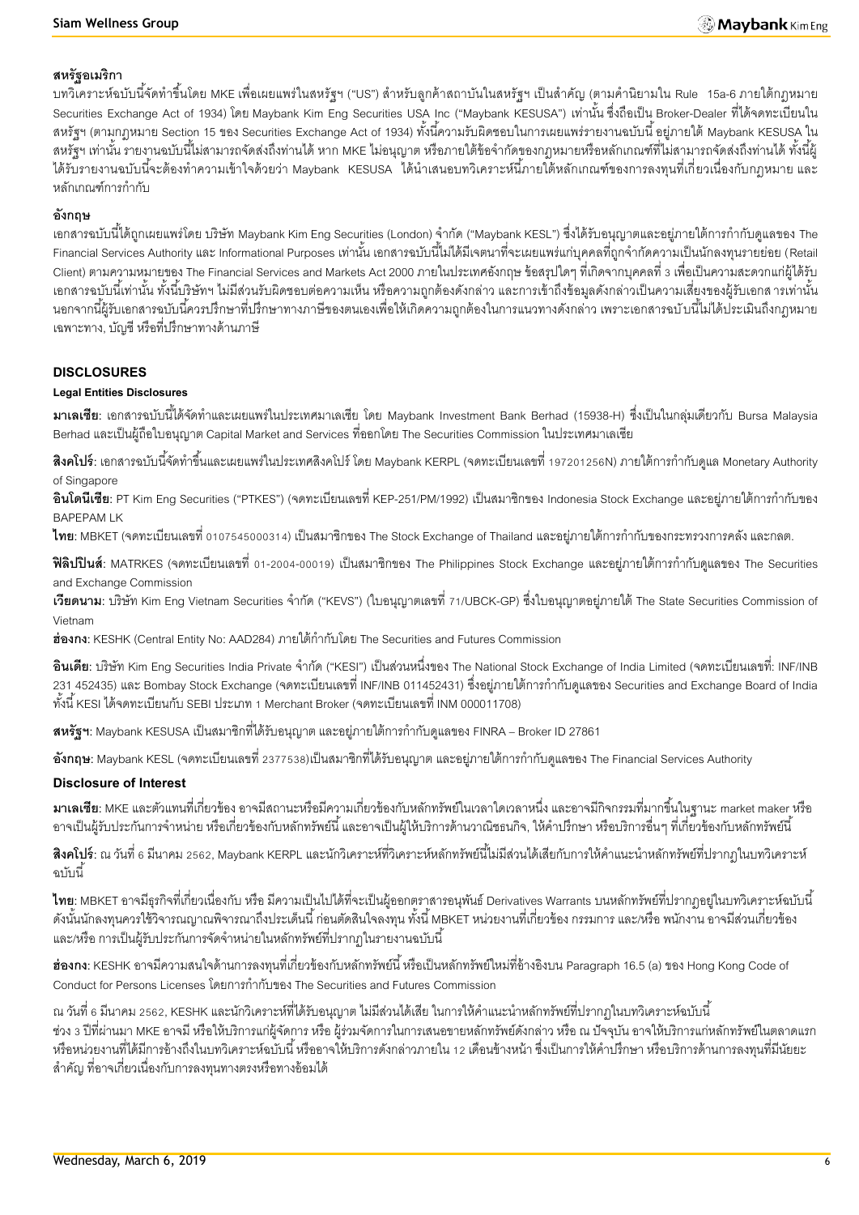**สหรัฐอเมริกา**

บทวิเคราะห์ฉบับนี้จัดทำขึ้นโดย MKE เพื่อเผยแพร่ในสหรัฐฯ ("US") สำหรับลูกค้าสถาบันในสหรัฐฯ เป็นสำคัญ (ตามคำนิยามใน Rule 15a-6 ภายใต้กฎหมาย Securities Exchange Act of 1934) โดย Maybank Kim Eng Securities USA Inc ("Maybank KESUSA") เท่านั้น ซึ่งถือเป็น Broker-Dealer ที่ได้จดทะเบียนในสหรัฐฯ (ตามกฎหมาย Section 15 ของ Securities Exchange Act of 1934) ทั้งนี้ความรับผิดชอบในการเผยแพร่รายงานฉบับนี้ อยู่ภายใต้ Maybank KESUSA ในสหรัฐฯ เท่านั้น รายงานฉบับนี้ไม่สามารถจัดส่งถึงท่านได้ หาก MKE ไม่อนุญาต หรือภายใต้ข้อจำกัดของกฎหมายหรือหลักเกณฑ์ที่ไม่สามารถจัดส่งถึงท่านได้ ทั้งนี้ผู้ได้รับรายงานฉบับนี้จะต้องทำความเข้าใจด้วยว่า Maybank KESUSA ได้นำเสนอบทวิเคราะห์นี้ภายใต้หลักเกณฑ์ของการลงทุนที่เกี่ยวเนื่องกับกฎหมาย และหลักเกณฑ์การกำกับ

**อังกฤษ**

เอกสารฉบับนี้ได้ถูกเผยแพร่โดย บริษัท Maybank Kim Eng Securities (London) จำกัด ("Maybank KESL") ซึ่งได้รับอนุญาตและอยู่ภายใต้การกำกับดูแลของ The Financial Services Authority และ Informational Purposes เท่านั้น เอกสารฉบับนี้ไม่ได้มีเจตนาที่จะเผยแพร่แก่บุคคลที่ถูกจำกัดความเป็นนักลงทุนรายย่อย (Retail Client) ตามความหมายของ The Financial Services and Markets Act 2000 ภายในประเทศอังกฤษ ข้อสรุปใดๆ ที่เกิดจากบุคคลที่ 3 เพื่อเป็นความสะดวกแก่ผู้ได้รับเอกสารฉบับนี้เท่านั้น ทั้งนี้บริษัทฯ ไม่มีส่วนรับผิดชอบต่อความเห็น หรือความถูกต้องดังกล่าว และการเข้าถึงข้อมูลดังกล่าวเป็นความเสี่ยงของผู้รับเอกสารเท่านั้น นอกจากนี้ผู้รับเอกสารฉบับนี้ควรปรึกษาที่ปรึกษาทางภาษีของตนเองเพื่อให้เกิดความถูกต้องในการแนวทางดังกล่าว เพราะเอกสารฉบับนี้ไม่ได้ประเมินถึงกฎหมายเฉพาะทาง, บัญชี หรือที่ปรึกษาทางด้านภาษี

## DISCLOSURES

### Legal Entities Disclosures

**มาเลเซีย**: เอกสารฉบับนี้ได้จัดทำและเผยแพร่ในประเทศมาเลเซีย โดย Maybank Investment Bank Berhad (15938-H) ซึ่งเป็นในกลุ่มเดียวกับ Bursa Malaysia Berhad และเป็นผู้ถือใบอนุญาต Capital Market and Services ที่ออกโดย The Securities Commission ในประเทศมาเลเซีย

**สิงคโปร์**: เอกสารฉบับนี้จัดทำขึ้นและเผยแพร่ในประเทศสิงคโปร์ โดย Maybank KERPL (จดทะเบียนเลขที่ 197201256N) ภายใต้การกำกับดูแล Monetary Authority of Singapore

**อินโดนีเซีย**: PT Kim Eng Securities ("PTKES") (จดทะเบียนเลขที่ KEP-251/PM/1992) เป็นสมาชิกของ Indonesia Stock Exchange และอยู่ภายใต้การกำกับของ BAPEPAM LK

**ไทย**: MBKET (จดทะเบียนเลขที่ 0107545000314) เป็นสมาชิกของ The Stock Exchange of Thailand และอยู่ภายใต้การกำกับของกระทรวงการคลัง และกลต.

**ฟิลิปปินส์**: MATRKES (จดทะเบียนเลขที่ 01-2004-00019) เป็นสมาชิกของ The Philippines Stock Exchange และอยู่ภายใต้การกำกับดูแลของ The Securities and Exchange Commission

**เวียดนาม**: บริษัท Kim Eng Vietnam Securities จำกัด ("KEVS") (ใบอนุญาตเลขที่ 71/UBCK-GP) ซึ่งใบอนุญาตอยู่ภายใต้ The State Securities Commission of Vietnam

**ฮ่องกง**: KESHK (Central Entity No: AAD284) ภายใต้กำกับโดย The Securities and Futures Commission

**อินเดีย**: บริษัท Kim Eng Securities India Private จำกัด ("KESI") เป็นส่วนหนึ่งของ The National Stock Exchange of India Limited (จดทะเบียนเลขที่: INF/INB 231 452435) และ Bombay Stock Exchange (จดทะเบียนเลขที่ INF/INB 011452431) ซึ่งอยู่ภายใต้การกำกับดูแลของ Securities and Exchange Board of India ทั้งนี้ KESI ได้จดทะเบียนกับ SEBI ประเภท 1 Merchant Broker (จดทะเบียนเลขที่ INM 000011708)

**สหรัฐฯ**: Maybank KESUSA เป็นสมาชิกที่ได้รับอนุญาต และอยู่ภายใต้การกำกับดูแลของ FINRA – Broker ID 27861

**อังกฤษ**: Maybank KESL (จดทะเบียนเลขที่ 2377538)เป็นสมาชิกที่ได้รับอนุญาต และอยู่ภายใต้การกำกับดูแลของ The Financial Services Authority

### Disclosure of Interest

**มาเลเซีย**: MKE และตัวแทนที่เกี่ยวข้อง อาจมีสถานะหรือมีความเกี่ยวข้องกับหลักทรัพย์ในเวลาใดเวลาหนึ่ง และอาจมีกิจกรรมที่มากขึ้นในฐานะ market maker หรืออาจเป็นผู้รับประกันการจำหน่าย หรือเกี่ยวข้องกับหลักทรัพย์นี้ และอาจเป็นผู้ให้บริการด้านวาณิชธนกิจ, ให้คำปรึกษา หรือบริการอื่นๆ ที่เกี่ยวข้องกับหลักทรัพย์นี้

**สิงคโปร์**: ณ วันที่ 6 มีนาคม 2562, Maybank KERPL และนักวิเคราะห์ที่วิเคราะห์หลักทรัพย์นี้ไม่มีส่วนได้เสียกับการให้คำแนะนำหลักทรัพย์ที่ปรากฏในบทวิเคราะห์ฉบับนี้

**ไทย**: MBKET อาจมีธุรกิจที่เกี่ยวเนื่องกับ หรือ มีความเป็นไปได้ที่จะเป็นผู้ออกตราสารอนุพันธ์ Derivatives Warrants บนหลักทรัพย์ที่ปรากฏอยู่ในบทวิเคราะห์ฉบับนี้ ดังนั้นนักลงทุนควรใช้วิจารณญาณพิจารณาถึงประเด็นนี้ ก่อนตัดสินใจลงทุน ทั้งนี้ MBKET หน่วยงานที่เกี่ยวข้อง กรรมการ และ/หรือ พนักงาน อาจมีส่วนเกี่ยวข้อง และ/หรือ การเป็นผู้รับประกันการจัดจำหน่ายในหลักทรัพย์ที่ปรากฏในรายงานฉบับนี้

**ฮ่องกง**: KESHK อาจมีความสนใจด้านการลงทุนที่เกี่ยวข้องกับหลักทรัพย์นี้ หรือเป็นหลักทรัพย์ใหม่ที่อ้างอิงบน Paragraph 16.5 (a) ของ Hong Kong Code of Conduct for Persons Licenses โดยการกำกับของ The Securities and Futures Commission

ณ วันที่ 6 มีนาคม 2562, KESHK และนักวิเคราะห์ที่ได้รับอนุญาต ไม่มีส่วนได้เสีย ในการให้คำแนะนำหลักทรัพย์ที่ปรากฏในบทวิเคราะห์ฉบับนี้

ช่วง 3 ปีที่ผ่านมา MKE อาจมี หรือให้บริการแก่ผู้จัดการ หรือ ผู้ร่วมจัดการในการเสนอขายหลักทรัพย์ดังกล่าว หรือ ณ ปัจจุบัน อาจให้บริการแก่หลักทรัพย์ในตลาดแรก หรือหน่วยงานที่ได้มีการอ้างถึงในบทวิเคราะห์ฉบับนี้ หรืออาจให้บริการดังกล่าวภายใน 12 เดือนข้างหน้า ซึ่งเป็นการให้คำปรึกษา หรือบริการด้านการลงทุนที่มีนัยยะสำคัญ ที่อาจเกี่ยวเนื่องกับการลงทุนทางตรงหรือทางอ้อมได้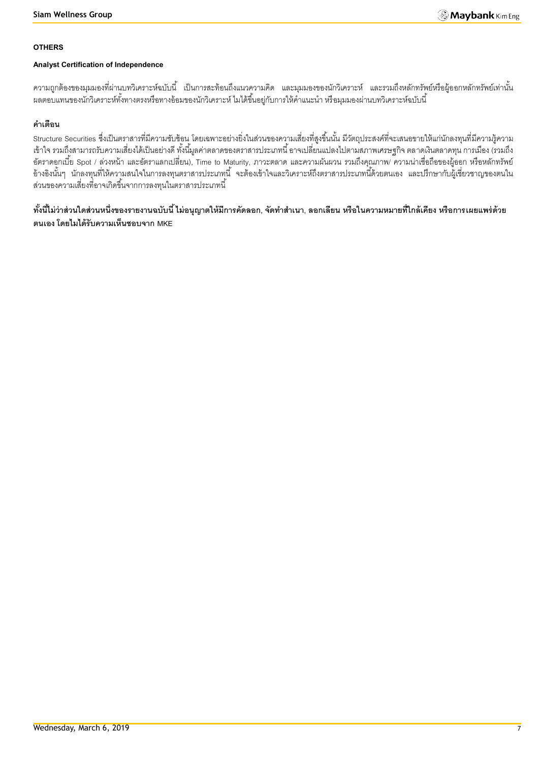**OTHERS**

**Analyst Certification of Independence**

ความถูกต้องของมุมมองที่ผ่านบทวิเคราะห์ฉบับนี้ เป็นการสะท้อนถึงแนวความคิด และมุมมองของนักวิเคราะห์ และรวมถึงหลักทรัพย์หรือผู้ออกหลักทรัพย์เท่านั้น ผลตอบแทนของนักวิเคราะห์ทั้งทางตรงหรือทางอ้อมของนักวิเคราะห์ ไม่ได้ขึ้นอยู่กับการให้คำแนะนำ หรือมุมมองผ่านบทวิเคราะห์ฉบับนี้

**คำเตือน**

Structure Securities ซึ่งเป็นตราสารที่มีความซับซ้อน โดยเฉพาะอย่างยิ่งในส่วนของความเสี่ยงที่สูงขึ้นนั้น มีวัตถุประสงค์ที่จะเสนอขายให้แก่นักลงทุนที่มีความรู้ความเข้าใจ รวมถึงสามารถรับความเสี่ยงได้เป็นอย่างดี ทั้งนี้มูลค่าตลาดของตราสารประเภทนี้ อาจเปลี่ยนแปลงไปตามสภาพเศรษฐกิจ ตลาดเงินตลาดทุน การเมือง (รวมถึงอัตราดอกเบี้ย Spot / ล่วงหน้า และอัตราแลกเปลี่ยน), Time to Maturity, ภาวะตลาด และความผันผวน รวมถึงคุณภาพ/ ความน่าเชื่อถือของผู้ออก หรือหลักทรัพย์อ้างอิงนั้นๆ นักลงทุนที่ให้ความสนใจในการลงทุนตราสารประเภทนี้ จะต้องเข้าใจและวิเคราะห์ถึงตราสารประเภทนี้ด้วยตนเอง และปรึกษากับผู้เชี่ยวชาญของตนในส่วนของความเสี่ยงที่อาจเกิดขึ้นจากการลงทุนในตราสารประเภทนี้

**ทั้งนี้ไม่ว่าส่วนใดส่วนหนึ่งของรายงานฉบับนี้ ไม่อนุญาตให้มีการคัดลอก, จัดทำสำเนา, ลอกเลียน หรือในความหมายที่ใกล้เคียง หรือการเผยแพร่ด้วยตนเอง โดยไม่ได้รับความเห็นชอบจาก MKE**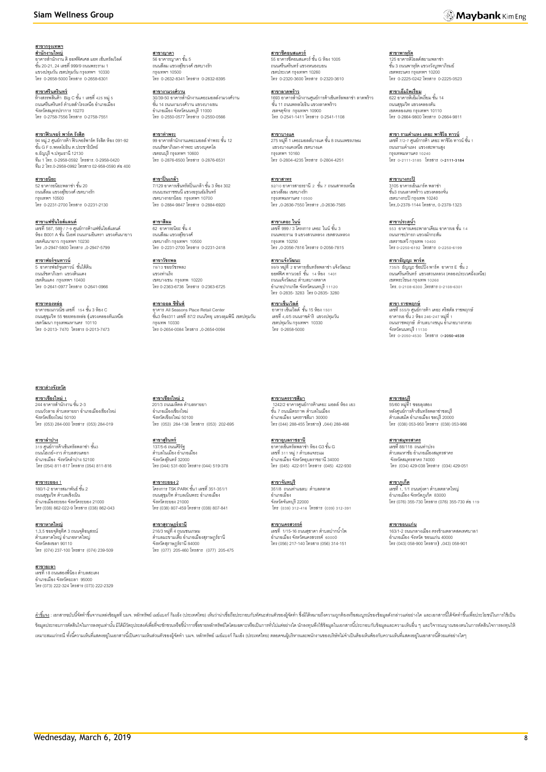## สาขากรุงเทพฯ

**สำนักงานใหญ่**
อาคารสำนักงาน ดิ ออฟฟิศเศส แอท เซ็นทรัลเวิลด์
ชั้น 20-21, 24 เลขที่ 999/9 ถนนพระราม 1
แขวงปทุมวัน เขตปทุมวัน กรุงเทพฯ 10330
โทร 0-2658-5000 โทรสาร 0-2658-6301

**สาขาศรีนครินทร์**
ห้างสรรพสินค้า Big C ชั้น 1 เลขที่ 425 หมู่ 5
ถนนศรีนครินทร์ ตำบลสำโรงเหนือ อำเภอเมือง
จังหวัดสมุทรปราการ 10270
โทร 0-2758-7556 โทรสาร 0-2758-7551

**สาขาฟิวเจอร์ พาร์ค รังสิต**
94 หมู่.2 ศูนย์การค้า ฟิวเจอร์พาร์ค รังสิต ห้อง 091-92
ชั้น G F ถ.พหลโยธิน ต.ประชาธิปัตย์
อ.ธัญบุรี จ.ปทุมธานี 12130
ทีม 1 โทร. 0-2958-0592 โทรสาร. 0-2958-0420
ทีม 2 โทร.0-2958-0992 โทรสาร 02-958-0590 ต่อ 400

**สาขาสนิยะ**
52 อาคารธนิยะพลาซ่า ชั้น 20
ถนนสีลม แขวงสุริยวงศ์ เขตบางรัก
กรุงเทพฯ 10500
โทร 0-2231-2700 โทรสาร 0-2231-2130

**สาขาแฟชั่นไอส์แลนด์**
เลขที่ 587, 589 / 7-9 ศูนย์การค้าแฟชั่นไอส์แลนด์
ห้อง B001 A ชั้น บีเอฟ ถนนรามอินทรา แขวงคันนายาว
เขตคันนายาว กรุงเทพฯ 10230
โทร .0-2947-5800 โทรสาร .0-2947-5799

**สาขาฟอร์จูนทาวน์**
5 อาคารฟอร์จูนทาวน์ ชั้นใต้ดิน
ถนนรัชดาภิเษก แขวงดินแดง
เขตดินแดง กรุงเทพฯ 10400
โทร 0-2641-0977 โทรสาร 0-2641-0966

**สาขาทองหล่อ**
อาคารธนาภาณิช เลขที่ 154 ชั้น 3 ห้อง C
ถนนสุขุมวิท 55 ซอยทองหล่อ (แขวงคลองตันเหนือ
เขตวัฒนา กรุงเทพมหานคร 10110
โทร 0-2013- 7470 โทรสาร 0-2013-7473

**สาขาญาดา**
56 อาคารญาดา ชั้น 5
ถนนสีลม แขวงสุริยวงศ์ เขตบางรัก
กรุงเทพฯ 10500
โทร 0-2632-8341 โทรสาร 0-2632-8395

**สาขางามวงศ์วาน**
30/39-50 อาคารสำนักงานเดอะมอลล์งามวงศ์วาน
ชั้น 14 ถนนงามวงศ์วาน แขวงบางเขน
อำเภอเมือง จังหวัดนนทบุรี 11000
โทร 0-2550-0577 โทรสาร 0-2550-0566

**สาขาท่าพระ**
99 อาคารสำนักงานเดอะมอลล์ ท่าพระ ชั้น 12
ถนนรัชดาภิเษก-ท่าพระ แขวงบุคคโล
เขตธนบุรี กรุงเทพฯ 10600
โทร 0-2876-6500 โทรสาร 0-2876-6531

**สาขาปิ่นเกล้า**
7/129 อาคารเซ็นทรัลปิ่นเกล้า ชั้น 3 ห้อง 302
ถนนบรมราชชนนี แขวงอรุณอัมรินทร์
เขตบางกอกน้อย กรุงเทพฯ 10700
โทร 0-2884-9847 โทรสาร 0-2884-6920

**สาขาสีลม**
62 อาคารธนิยะ ชั้น 4
ถนนสีลม แขวงสุริยวงศ์
เขตบางรัก กรุงเทพฯ 10500
โทร 0-2231-2700 โทรสาร 0-2231-2418

**สาขาวัชรพล**
78/13 ซอยวัชรพล2
แขวงท่าแร้ง
เขตบางเขน กรุงเทพ 10220
โทร 0-2363-6736 โทรสาร 0-2363-6725

**สาขาออล ซีซั่นส์**
อาคาร All Seasons Place Retail Center
ชั้น3 ห้อง311 เลขที่ 87/2 ถนนวิทยุ แขวงลุมพินี เขตปทุมวัน
กรุงเทพ 10330
โทร 0-2654-0084 โทรสาร .0-2654-0094

**สาขาซีคอนสแควร์**
55 อาคารซีคอนสแควร์ ชั้น G ห้อง 1005
ถนนศรีนครินทร์ แขวงหนองบอน
เขตประเวศ กรุงเทพฯ 10260
โทร 0-2320-3600 โทรสาร 0-2320-3610

**สาขาลาดพร้าว**
1693 อาคารสำนักงานศูนย์การค้าเซ็นทรัลพลาซ่า ลาดพร้าว
ชั้น 11 ถนนพหลโยธิน แขวงลาดพร้าว
เขตจตุจักร กรุงเทพฯ 10900
โทร 0-2541-1411 โทรสาร 0-2541-1108

**สาขาบางแค**
275 หมู่ที่ 1 เดอะมอลล์บางแค ชั้น 8 ถนนเพชรเกษม
แขวงบางแคเหนือ เขตบางแค
กรุงเทพฯ 10160
โทร 0-2804-4235 โทรสาร 0-2804-4251

**สาขาสาทร**
92/10 อาคารสาธรธานี 2 ชั้น 7 ถนนสาทรเหนือ
แขวงสีลม เขตบางรัก
กรุงเทพมหานคร 10500
โทร .0-2636-7550 โทรสาร .0-2636-7565

**สาขาเดอะ ไนน์**
เลขที่ 999 / 3 โครงการ เดอะ ไนน์ ชั้น 3
ถนนพระราม 9 แขวงสวนหลวง เขตสวนหลวง
กรุงเทพ 10250
โทร .0-2056-7816 โทรสาร 0-2056-7815

**สาขาแจ้งวัฒนะ**
99/9 หมู่ที่ 2 อาคารเซ็นทรัลพลาซ่า แจ้งวัฒนะ
ออฟฟิศ ทาวเวอร์ ชั้น 14 ห้อง 1401
ถนนแจ้งวัฒนะ ตำบลบางตลาด
อำเภอปากเกร็ด จังหวัดนนทบุรี 11120
โทร 0-2835- 3283 โทร 0-2835- 3280

**สาขาเซ็นเวิลด์**
อาคาร เซ็นเวิลด์ ชั้น 15 ห้อง 1501
เลขที่ 4,4/5 ถนนราชดำริ แขวงปทุมวัน
เขตปทุมวัน กรุงเทพฯ 10330
โทร 0-2658-5000

**สาขาพาหุรัด**
125 อาคารดิโอลด์สยามพลาซ่า
ชั้น 3 ถนนพาหุรัด แขวงวังบูรพาภิรมย์
เขตพระนคร กรุงเทพฯ 10200
โทร 0-2225-0242 โทรสาร 0-2225-0523

**สาขาเอ็มโพเรี่ยม**
622 อาคารเอ็มโพเรี่ยม ชั้น 14
ถนนสุขุมวิท แขวงคลองตัน
เขตคลองเตย กรุงเทพฯ 10110
โทร 0-2664-9800 โทรสาร 0-2664-9811

**สาขา รามคำแหง เดอะ พาซิโอ ทาวน์**
เลขที่ 7/2-7 ศูนย์การค้า เดอะ พาซิโอ ทาวน์ ชั้น 1
ถนนรามคำแหง แขวงสะพานสูง
กรุงเทพมหานคร 10240
โทร 0-2111-3185 โทรสาร 0-2111-3184

**สาขาบางกะปิ**
3105 อาคารเอ็นมาร์ค พลาซ่า
ชั้น3 ถนนลาดพร้าว แขวงคลองจั่น
เขตบางกะปิ กรุงเทพ 10240
โทร.0-2378-1144 โทรสาร. 0-2378-1323

**สาขาประตูน้ำ**
553 อาคารเดอะพาลาเดียม อาคารเอ ชั้น 14
ถนนราชปรารภ แขวงมักกะสัน
เขตราชเทวี กรุงเทพ 10400
โทร 0-2250-6192 โทรสาร 0-2250-6199

**สาขาธัญญะ พาร์ค**
735/5 ธัญญะ ช็อปปิ้ง พาร์ค อาคาร E ชั้น 2
ถนนศรีนครินทร์ แขวงสวนหลวง (คลองประเวศฝั่งเหนือ)
เขตพระโขนง กรุงเทพ 10260
โทร. 0-2108-6300 ,โทรสาร 0-2108-6301

**สาขา ราชพฤกษ์**
เลขที่ 555/9 ศูนย์การค้า เดอะ คริสตัล ราชพฤกษ์
อาคารเอ ชั้น 2 ห้อง 246-247 หมู่ที่ 1
ถนนราชพฤกษ์ ตำบลบางขนุน อำเภอบางกรวย
จังหวัดนนทบุรี 11130
โทร 0-2050-4530 โทรสาร 0-2050-4539

## สาขาต่างจังหวัด

**สาขาเชียงใหม่ 1**
244 อาคารสำนักงาน ชั้น 2-3
ถนนวัวลาย ตำบลหายยา อำเภอเมืองเชียงใหม่
จังหวัดเชียงใหม่ 50100
โทร (053) 284-000 โทรสาร (053) 284-019

**สาขาลำปาง**
319 ศูนย์การค้าเซ็นทรัลพลาซ่า ชั้น3
ถนนไฮเวย์-งาว ตำบลสวนดอก
อำเภอเมือง จังหวัดลำปาง 52100
โทร (054) 811-817 โทรสาร (054) 811-816

**สาขาระยอง 1**
180/1-2 อาคารสมาพันธ์ ชั้น 2
ถนนสุขุมวิท ตำบลเชิงเนิน
อำเภอเมืองระยอง จังหวัดระยอง 21000
โทร (038) 862-022-9 โทรสาร (038) 862-043

**สาขาหาดใหญ่**
1,3,5 ซอยจุติอุทิศ 3 ถนนจุติอนุสรณ์
ตำบลหาดใหญ่ อำเภอหาดใหญ่
จังหวัดสงขลา 90110
โทร (074) 237-100 โทรสาร (074) 239-509

**สาขายะลา**
เลขที่ 18 ถนนสองพี่น้อง ตำบลสะเตง
อำเภอเมือง จังหวัดยะลา 95000
โทร (073) 222-324 โทรสาร (073) 222-2329

**สาขาเชียงใหม่ 2**
201/3 ถนนมหิดล ตำบลหายยา
อำเภอเมืองเชียงใหม่
จังหวัดเชียงใหม่ 50100
โทร (053) 284-138 โทรสาร (053) 202-695

**สาขาสุรินทร์**
137/5-6 ถนนศิริรัฐ
ตำบลในเมือง อำเภอเมือง
จังหวัดสุรินทร์ 32000
โทร (044) 531-600 โทรสาร (044) 519-378

**สาขาระยอง 2**
โครงการ TSK PARK ชั้น1 เลขที่ 351-351/1
ถนนสุขุมวิท ตำบลเนินพระ อำเภอเมือง
จังหวัดระยอง 21000
โทร (038) 807-459 โทรสาร (038) 807-841

**สาขาสุราษฎร์ธานี**
216/3 หมู่ที่ 4 ถนนชนเกษม
ตำบลมะขามเตี้ย อำเภอเมืองสุราษฎร์ธานี
จังหวัดสุราษฎร์ธานี 84000
โทร (077) 205-460 โทรสาร (077) 205-475

**สาขานครราชสีมา**
1242/2 อาคารศูนย์การค้าเดอะ มอลล์ ห้อง เอ3
ชั้น 7 ถนนมิตรภาพ ตำบลในเมือง
อำเภอเมือง นครราชสีมา 30000
โทร (044) 288-455 โทรสาร) .044) 288-466

**สาขาอุบลราชธานี**
อาคารเซ็นทรัลพลาซ่า ห้อง G3 ชั้น G
เลขที่ 311 หมู่ 7 ตำบลแจระแม
อำเภอเมือง จังหวัดอุบลราชธานี 34000
โทร (045) 422-911 โทรสาร (045) 422-930

**สาขาจันทบุรี**
351/8 ถนนท่าแฉลบ ตำบลตลาด
อำเภอเมือง
จังหวัดจันทบุรี 22000
โทร (039) 312-416 โทรสาร (039) 312-391

**สาขานครสวรรค์**
เลขที่ 1/15-16 ถนนสุชาดา ตำบลปากน้ำโพ
อำเภอเมือง จังหวัดนครสวรรค์ 60000
โทร (056) 217-140 โทรสาร (056) 314-151

**สาขาชลบุรี**
55/60 หมู่ที่1 ซอยสุขสอง
หลังศูนย์การค้าเซ็นทรัลพลาซ่าชลบุรี
ตำบลเสม็ด อำเภอเมือง ชลบุรี 20000
โทร (038) 053-950 โทรสาร (038) 053-966

**สาขาสมุทรสาคร**
เลขที่ 88/118 ถนนท่าปรง
ตำบลมหาชัย อำเภอเมืองสมุทรสาคร
จังหวัดสมุทรสาคร 74000
โทร (034) 429-038 โทรสาร (034) 429-051

**สาขาภูเก็ต**
เลขที่ 1, 1/1 ถนนทุ่งคา ตำบลตลาดใหญ่
อำเภอเมือง จังหวัดภูเก็ต 83000
โทร (076) 355-730 โทรสาร (076) 355-730 ต่อ 119

**สาขาขอนแก่น**
163/1-2 ถนนกลางเมือง ตรงข้ามตลาดสดเทศบาล1
อำเภอเมือง จังหวัด ขอนแก่น 40000
โทร (043) 058-900 โทรสาร) .043) 058-901

**คำชี้แจง** : เอกสารฉบับนี้จัดทำขึ้นจากแหล่งข้อมูลที่ บมจ. หลักทรัพย์ เมย์แบงก์ กิมเอ็ง (ประเทศไทย) เห็นว่าน่าเชื่อถือประกอบกับทัศนะส่วนตัวของผู้จัดทำ ซึ่งมิได้หมายถึงความถูกต้องหรือสมบูรณ์ของข้อมูลดังกล่าวแต่อย่างใด และเอกสารนี้ได้จัดทำขึ้นเพื่อประโยชน์ในการใช้เป็นข้อมูลประกอบการตัดสินใจในการลงทุนเท่านั้น มิได้มีวัตถุประสงค์เพื่อที่จะชักชวนหรือชี้นำการซื้อขายหลักทรัพย์ใดโดยเฉพาะหรือเป็นการทั่วไปแต่อย่างใด นักลงทุนพึงใช้ข้อมูลในเอกสารนี้ประกอบกับข้อมูลและความเห็นอื่น ๆ และวิจารณญาณของตนในการตัดสินใจการลงทุนให้เหมาะสมแก่กรณี ทั้งนี้ความเห็นที่แสดงอยู่ในเอกสารนี้เป็นความเห็นส่วนตัวของผู้จัดทำ บมจ. หลักทรัพย์ เมย์แบงก์ กิมเอ็ง (ประเทศไทย) ตลอดจนผู้บริหารและพนักงานของบริษัทไม่จำเป็นต้องเห็นพ้องกับความเห็นที่แสดงอยู่ในเอกสารนี้ด้วยแต่อย่างใดๆ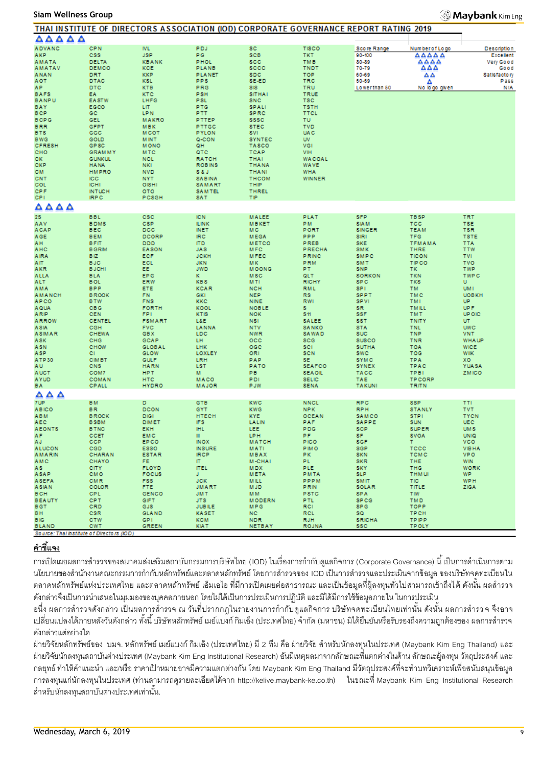## THAI INSTITUTE OF DIRECTORS ASSOCIATION (IOD) CORPORATE GOVERNANCE REPORT RATING 2019

**△△△△△**

| | | | | | |
|---|---|---|---|---|---|
| ADVANC | CPN | IVL | PDJ | SC | TISCO |
| AKP | CSS | JSP | PG | SCB | TKT |
| AMATA | DELTA | KBANK | PHOL | SCC | TMB |
| AMATAV | DEMCO | KCE | PLANB | SCCC | TNDT |
| ANAN | DRT | KKP | PLANET | SDC | TOP |
| AOT | DTAC | KSL | PPS | SE-ED | TRC |
| AP | DTC | KTB | PRG | SIS | TRU |
| BAFS | EA | KTC | PSH | SITHAI | TRUE |
| BANPU | EASTW | LHFG | PSL | SNC | TSC |
| BAY | EGCO | LIT | PTG | SPALI | TSTH |
| BCP | GC | LPN | PTT | SPRC | TTCL |
| BCPG | GEL | MAKRO | PTTEP | SSSC | TU |
| BRR | GFPT | MBK | PTTGC | STEC | TVD |
| BTS | GGC | MCOT | PYLON | SVI | UAC |
| BWG | GOLD | MINT | Q-CON | SYNTEC | UV |
| CFRESH | GPSC | MONO | QH | TASCO | VGI |
| CHO | GRAMMY | MTC | QTC | TCAP | VIH |
| CK | GUNKUL | NCL | RATCH | THAI | WACOAL |
| CKP | HANA | NKI | ROBINS | THANA | WAVE |
| CM | HMPRO | NVD | S & J | THANI | WHA |
| CNT | ICC | NYT | SABINA | THCOM | WINNER |
| COL | ICHI | OISHI | SAMART | THIP | |
| CPF | INTUCH | OTO | SAMTEL | THREL | |
| CPI | IRPC | PCSGH | SAT | TIP | |

| Score Range | Number of Logo | Description |
|---|---|---|
| 90-100 | △△△△△ | Excellent |
| 80-89 | △△△△ | Very Good |
| 70-79 | △△△ | Good |
| 60-69 | △△ | Satisfactory |
| 50-59 | △ | Pass |
| Lower than 50 | No logo given | N/A |

**△△△△**

| | | | | | | | | |
|---|---|---|---|---|---|---|---|---|
| 2S | BBL | CSC | ICN | MALEE | PLAT | SFP | TBSP | TRT |
| AAV | BDMS | CSP | ILINK | MBKET | PM | SIAM | TCC | TSE |
| ACAP | BEC | DCC | INET | MC | PORT | SINGER | TEAM | TSR |
| AGE | BEM | DCORP | IRC | MEGA | PPP | SIRI | TFG | TSTE |
| AH | BFIT | DDD | ITD | METCO | PREB | SKE | TFMAMA | TTA |
| AHC | BGRIM | EASON | JAS | MFC | PRECHA | SMK | THRE | TTW |
| AIRA | BIZ | ECF | JCKH | MFEC | PRINC | SMPC | TICON | TVI |
| AIT | BJC | ECL | JKN | MK | PRM | SMT | TIPCO | TVO |
| AKR | BJCHI | EE | JWD | MOONG | PT | SNP | TK | TWP |
| ALLA | BLA | EPG | K | MSC | QLT | SORKON | TKN | TWPC |
| ALT | BOL | ERW | KBS | MTI | RICHY | SPC | TKS | U |
| AMA | BPP | ETE | KCAR | NCH | RML | SPI | TM | UMI |
| AMANCH | BROOK | FN | KGI | NEP | RS | SPPT | TMC | UOBKH |
| APCO | BTW | FNS | KKC | NINE | RWI | SPVI | TMI | UP |
| AQUA | CBG | FORTH | KOOL | NOBLE | S | SR | TMILL | UPF |
| ARIP | CEN | FPI | KTIS | NOK | S11 | SSF | TMT | UPOIC |
| ARROW | CENTEL | FSMART | L&E | NSI | SALEE | SST | TNITY | UT |
| ASIA | CGH | FVC | LANNA | NTV | SANKO | STA | TNL | UWC |
| ASIMAR | CHEWA | GBX | LDC | NWR | SAWAD | SUC | TNP | VNT |
| ASK | CHG | GCAP | LH | OCC | SCG | SUSCO | TNR | WHAUP |
| ASN | CHOW | GLOBAL | LHK | OGC | SCI | SUTHA | TOA | WICE |
| ASP | CI | GLOW | LOXLEY | ORI | SCN | SWC | TOG | WIIK |
| ATP30 | CIMBT | GULF | LRH | PAP | SE | SYMC | TPA | XO |
| AU | CNS | HARN | LST | PATO | SEAFCO | SYNEX | TPAC | YUASA |
| AUCT | COM7 | HPT | M | PB | SEAOIL | TACC | TPBI | ZMICO |
| AYUD | COMAN | HTC | MACO | PDI | SELIC | TAE | TPCORP | |
| BA | CPALL | HYDRO | MAJOR | PJW | SENA | TAKUNI | TRITN | |

**△△△**

| | | | | | | | | |
|---|---|---|---|---|---|---|---|---|
| 7UP | BM | D | GTB | KWC | NNCL | RPC | SSP | TTI |
| ABICO | BR | DCON | GYT | KWG | NPK | RPH | STANLY | TVT |
| ABM | BROCK | DIGI | HTECH | KYE | OCEAN | SAMCO | STPI | TYCN |
| AEC | BSBM | DIMET | IFS | LALIN | PAF | SAPPE | SUN | UEC |
| AEONTS | BTNC | EKH | IHL | LEE | PDG | SCP | SUPER | UMS |
| AF | CCET | EMC | III | LPH | PF | SF | SVOA | UNIQ |
| AJ | CCP | EPCO | INOX | MATCH | PICO | SGF | T | VCOM |
| ALUCON | CGD | ESSO | INSURE | MATI | PIMO | SGP | TCCC | VIBHA |
| AMARIN | CHARAN | ESTAR | IRCP | MBAX | PK | SKN | TCMC | VPO |
| AMC | CHAYO | FE | IT | M-CHAI | PL | SKR | THE | WIN |
| AS | CITY | FLOYD | ITEL | MDX | PLE | SKY | THG | WORK |
| ASAP | CMO | FOCUS | J | META | PMTA | SLP | THMUI | WP |
| ASEFA | CMR | FSS | JCK | MILL | PPPM | SMIT | TIC | WPH |
| ASIAN | COLOR | FTE | JMART | MJD | PRIN | SOLAR | TITLE | ZIGA |
| BCH | CPL | GENCO | JMT | MM | PSTC | SPA | TIW | |
| BEAUTY | CPT | GIFT | JTS | MODERN | PTL | SPCG | TMD | |
| BGT | CRD | GJS | JUBILE | MPG | RCI | SPG | TOPP | |
| BH | CSR | GLAND | KASET | NC | RCL | SQ | TPCH | |
| BIG | CTW | GPI | KCM | NDR | RJH | SRICHA | TPIPP | |
| BLAND | CWT | GREEN | KIAT | NETBAY | ROJNA | SSC | TPOLY | |

*Source: Thai Institute of Directors (IOD)*

**คำชี้แจง**

การเปิดเผยผลการสำรวจของสมาคมส่งเสริมสถาบันกรรมการบริษัทไทย (IOD) ในเรื่องการกำกับดูแลกิจการ (Corporate Governance) นี้ เป็นการดำเนินการตามนโยบายของสำนักงานคณะกรรมการกำกับหลักทรัพย์และตลาดหลักทรัพย์ โดยการสำรวจของ IOD เป็นการสำรวจและประเมินจากข้อมูล ของบริษัทจดทะเบียนในตลาดหลักทรัพย์แห่งประเทศไทย และตลาดหลักทรัพย์ เอ็มเอไอ ที่มีการเปิดเผยต่อสาธารณะ และเป็นข้อมูลที่ผู้ลงทุนทั่วไปสามารถเข้าถึงได้ ดังนั้น ผลสำรวจดังกล่าวจึงเป็นการนำเสนอในมุมมองของบุคคลภายนอก โดยไม่ได้เป็นการประเมินการปฏิบัติ และมิได้มีการใช้ข้อมูลภายใน ในการประเมิน

อนึ่ง ผลการสำรวจดังกล่าว เป็นผลการสำรวจ ณ วันที่ปรากฏในรายงานการกำกับดูแลกิจการ บริษัทจดทะเบียนไทยเท่านั้น ดังนั้น ผลการสำรว จ จึงอาจเปลี่ยนแปลงได้ภายหลังวันดังกล่าว ทั้งนี้ บริษัทหลักทรัพย์ เมย์แบงก์ กิมเอ็ง (ประเทศไทย) จำกัด (มหาชน) มิได้ยืนยันหรือรับรองถึงความถูกต้องของ ผลการสำรวจดังกล่าวแต่อย่างใด

ฝ่ายวิจัยหลักทรัพย์ของ บมจ. หลักทรัพย์ เมย์แบงก์ กิมเอ็ง (ประเทศไทย) มี 2 ทีม คือ ฝ่ายวิจัย สำหรับนักลงทุนในประเทศ (Maybank Kim Eng Thailand) และฝ่ายวิจัยนักลงทุนสถาบันต่างประเทศ (Maybank Kim Eng Institutional Research) อันมีเหตุผลมาจากลักษณะที่แตกต่างในด้าน ลักษณะผู้ลงทุน วัตถุประสงค์ และกลยุทธ์ ทำให้คำแนะนำ และ/หรือ ราคาเป้าหมายอาจมีความแตกต่างกัน โดย Maybank Kim Eng Thailand มีวัตถุประสงค์ที่จะทำบทวิเคราะห์เพื่อสนับสนุนข้อมูลการลงทุนแก่นักลงทุนในประเทศ (ท่านสามารถดูรายละเอียดได้จาก http://kelive.maybank-ke.co.th) ในขณะที่ Maybank Kim Eng Institutional Research สำหรับนักลงทุนสถาบันต่างประเทศเท่านั้น.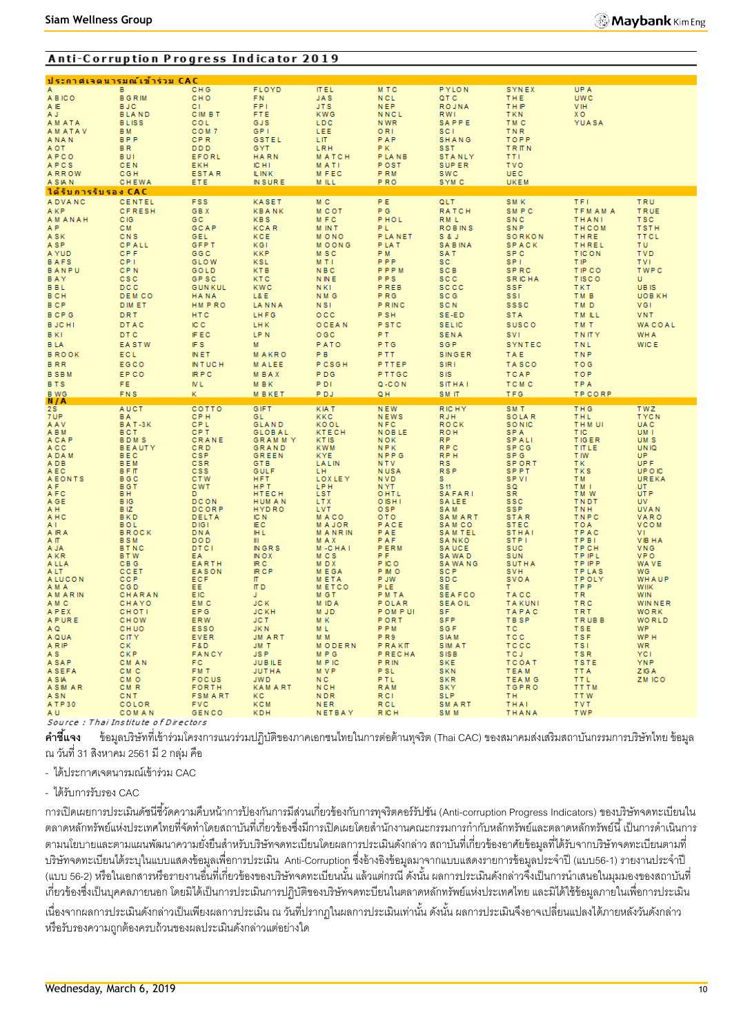## Anti-Corruption Progress Indicator 2019

### ประกาศเจตนารมณ์เข้าร่วม CAC

| | | | | | | | | |
|---|---|---|---|---|---|---|---|---|
| A | B | CHG | FLOYD | ITEL | MTC | PYLON | SYNEX | UPA |
| ABICO | BGRIM | CHO | FN | JAS | NCL | QTC | THE | UWC |
| AE | BJC | CI | FPI | JTS | NEP | ROJNA | THIP | VIH |
| AJ | BLAND | CIMBT | FTE | KWG | NNCL | RWI | TKN | XO |
| AMATA | BLISS | COL | GJS | LDC | NWR | SAPPE | TMC | YUASA |
| AMATAV | BM | COM7 | GPI | LEE | ORI | SCI | TNR | |
| ANAN | BPP | CPR | GSTEL | LIT | PAP | SHANG | TOPP | |
| AOT | BR | DDD | GYT | LRH | PK | SST | TRITN | |
| APCO | BUI | EFORL | HARN | MATCH | PLANB | STANLY | TTI | |
| APCS | CEN | EKH | ICHI | MATI | POST | SUPER | TVO | |
| ARROW | CGH | ESTAR | ILINK | MFEC | PRM | SWC | UEC | |
| ASIAN | CHEWA | ETE | INSURE | MILL | PRO | SYMC | UKEM | |

### ได้รับการรับรอง CAC

| | | | | | | | | | |
|---|---|---|---|---|---|---|---|---|---|
| ADVANC | CENTEL | FSS | KASET | MC | PE | QLT | SMK | TFI | TRU |
| AKP | CFRESH | GBX | KBANK | MCOT | PG | RATCH | SMPC | TFMAMA | TRUE |
| AMANAH | CIG | GC | KBS | MFC | PHOL | RML | SNC | THANI | TSC |
| AP | CM | GCAP | KCAR | MINT | PL | ROBINS | SNP | THCOM | TSTH |
| ASK | CNS | GEL | KCE | MONO | PLANET | S & J | SORKON | THRE | TTCL |
| ASP | CPALL | GFPT | KGI | MOONG | PLAT | SABINA | SPACK | THREL | TU |
| AYUD | CPF | GGC | KKP | MSC | PM | SAT | SPC | TICON | TVD |
| BAFS | CPI | GLOW | KSL | MTI | PPP | SC | SPI | TIP | TVI |
| BANPU | CPN | GOLD | KTB | NBC | PPPM | SCB | SPRC | TIPCO | TWPC |
| BAY | CSC | GPSC | KTC | NINE | PPS | SCC | SRICHA | TISCO | U |
| BBL | DCC | GUNKUL | KWC | NKI | PREB | SCCC | SSF | TKT | UBIS |
| BCH | DEMCO | HANA | L&E | NMG | PRG | SCG | SSI | TMB | UOBKH |
| BCP | DIMET | HMPRO | LANNA | NSI | PRINC | SCN | SSSC | TMD | VGI |
| BCPG | DRT | HTC | LHFG | OCC | PSH | SE-ED | STA | TMILL | VNT |
| BJCHI | DTAC | ICC | LHK | OCEAN | PSTC | SELIC | SUSCO | TMT | WACOAL |
| BKI | DTC | IFEC | LPN | OGC | PT | SENA | SVI | TNITY | WHA |
| BLA | EASTW | IFS | M | PATO | PTG | SGP | SYNTEC | TNL | WICE |
| BROOK | ECL | INET | MAKRO | PB | PTT | SINGER | TAE | TNP | |
| BRR | EGCO | INTUCH | MALEE | PCSGH | PTTEP | SIRI | TASCO | TOG | |
| BSBM | EPCO | IRPC | MBAX | PDG | PTTGC | SIS | TCAP | TOP | |
| BTS | FE | IVL | MBK | PDI | Q-CON | SITHAI | TCMC | TPA | |
| BWG | FNS | K | MBKET | PDJ | QH | SMIT | TFG | TPCORP | |

### N/A

| | | | | | | | | | |
|---|---|---|---|---|---|---|---|---|---|
| 2S | AUCT | COTTO | GIFT | KIAT | NEW | RICHY | SMT | THG | TWZ |
| 7UP | BA | CPH | GL | KKC | NEWS | RJH | SOLAR | THL | TYCN |
| AAV | BAT-3K | CPL | GLAND | KOOL | NFC | ROCK | SONIC | THMUI | UAC |
| ABM | BCT | CPT | GLOBAL | KTECH | NOBLE | ROH | SPA | TIC | UMI |
| ACAP | BDMS | CRANE | GRAMMY | KTIS | NOK | RP | SPALI | TIGER | UMS |
| ACC | BEAUTY | CRD | GRAND | KWM | NPK | RPC | SPCG | TITLE | UNIQ |
| ADAM | BEC | CSP | GREEN | KYE | NPPG | RPH | SPG | TIW | UP |
| ADB | BEM | CSR | GTB | LALIN | NTV | RS | SPORT | TK | UPF |
| AEC | BFIT | CSS | GULF | LH | NUSA | RSP | SPPT | TKS | UPOIC |
| AEONTS | BGC | CTW | HFT | LOXLEY | NVD | S | SPVI | TM | UREKA |
| AF | BGT | CWT | HPT | LPH | NYT | S11 | SQ | TMI | UT |
| AFC | BH | D | HTECH | LST | OHTL | SAFARI | SR | TMW | UTP |
| AGE | BIG | DCON | HUMAN | LTX | OISHI | SALEE | SSC | TNDT | UV |
| AH | BIZ | DCORP | HYDRO | LVT | OSP | SAM | SSP | TNH | UVAN |
| AHC | BKD | DELTA | ICN | MACO | OTO | SAMART | STAR | TNPC | VARO |
| AI | BOL | DIGI | IEC | MAJOR | PACE | SAMCO | STEC | TOA | VCOM |
| AIRA | BROCK | DNA | IHL | MANRIN | PAE | SAMTEL | STHAI | TPAC | VI |
| AIT | BSM | DOD | III | MAX | PAF | SANKO | STPI | TPBI | VIBHA |
| AJA | BTNC | DTCI | INGRS | M-CHAI | PERM | SAUCE | SUC | TPCH | VNG |
| AKR | BTW | EA | INOX | MCS | PF | SAWAD | SUN | TPIPL | VPO |
| ALLA | CBG | EARTH | IRC | MDX | PICO | SAWANG | SUTHA | TPIPP | WAVE |
| ALT | CCET | EASON | IRCP | MEGA | PIMO | SCP | SVH | TPLAS | WG |
| ALUCON | CCP | EEF | IT | META | PJW | SDC | SVOA | TPOLY | WHAUP |
| AMA | CGD | EE | ITD | METCO | PLE | SE | T | TPP | WIIK |
| AMARIN | CHARAN | EIC | J | MGT | PMTA | SEAFCO | TACC | TR | WIN |
| AMC | CHAYO | EMC | JCK | MIDA | POLAR | SEAOIL | TAKUNI | TRC | WINNER |
| APEX | CHOTI | EPG | JCKH | MJD | POMPUI | SF | TAPAC | TRT | WORK |
| APURE | CHOW | ERW | JCT | MK | PORT | SFP | TBSP | TRUBB | WORLD |
| AQ | CHUO | ESSO | JKN | ML | PPM | SGF | TC | TSE | WP |
| AQUA | CITY | EVER | JMART | MM | PR9 | SIAM | TCC | TSF | WPH |
| ARIP | CK | F&D | JMT | MODERN | PRAKIT | SIMAT | TCCC | TSI | WR |
| AS | CKP | FANCY | JSP | MPG | PRECHA | SISB | TCJ | TSR | YCI |
| ASAP | CMAN | FC | JUBILE | MPIC | PRIN | SKE | TCOAT | TSTE | YNP |
| ASEFA | CMC | FMT | JUTHA | MVP | PSL | SKN | TEAM | TTA | ZIGA |
| ASIA | CMO | FOCUS | JWD | NC | PTL | SKR | TEAMG | TTL | ZMICO |
| ASIMAR | CMR | FORTH | KAMART | NCH | RAM | SKY | TGPRO | TTTM | |
| ASN | CNT | FSMART | KC | NDR | RCI | SLP | TH | TTW | |
| ATP30 | COLOR | FVC | KCM | NER | RCL | SMART | THAI | TVT | |
| AU | COMAN | GENCO | KDH | NETBAY | RICH | SMM | THANA | TWP | |

*Source : Thai Institute of Directors*

**คำชี้แจง** ข้อมูลบริษัทที่เข้าร่วมโครงการแนวร่วมปฏิบัติของภาคเอกชนไทยในการต่อต้านทุจริต (Thai CAC) ของสมาคมส่งเสริมสถาบันกรรมการบริษัทไทย ข้อมูล ณ วันที่ 31 สิงหาคม 2561 มี 2 กลุ่ม คือ

- ได้ประกาศเจตนารมณ์เข้าร่วม CAC
- ได้รับการรับรอง CAC

การเปิดเผยการประเมินดัชนีชี้วัดความคืบหน้าการป้องกันการมีส่วนเกี่ยวข้องกับการทุจริตคอร์รัปชัน (Anti-corruption Progress Indicators) ของบริษัทจดทะเบียนในตลาดหลักทรัพย์แห่งประเทศไทยที่จัดทำโดยสถาบันที่เกี่ยวข้องซึ่งมีการเปิดเผยโดยสำนักงานคณะกรรมการกำกับหลักทรัพย์และตลาดหลักทรัพย์นี้ เป็นการดำเนินการตามนโยบายและตามแผนพัฒนาความยั่งยืนสำหรับบริษัทจดทะเบียนโดยผลการประเมินดังกล่าว สถาบันที่เกี่ยวข้องอาศัยข้อมูลที่ได้รับจากบริษัทจดทะเบียนตามที่บริษัทจดทะเบียนได้ระบุในแบบแสดงข้อมูลเพื่อการประเมิน Anti-Corruption ซึ่งอ้างอิงข้อมูลมาจากแบบแสดงรายการข้อมูลประจำปี (แบบ56-1) รายงานประจำปี (แบบ 56-2) หรือในเอกสารหรือรายงานอื่นที่เกี่ยวข้องของบริษัทจดทะเบียนนั้น แล้วแต่กรณี ดังนั้น ผลการประเมินดังกล่าวจึงเป็นการนำเสนอในมุมมองของสถาบันที่เกี่ยวข้องซึ่งเป็นบุคคลภายนอก โดยมิได้เป็นการประเมินการปฏิบัติของบริษัทจดทะเบียนในตลาดหลักทรัพย์แห่งประเทศไทย และมิได้ใช้ข้อมูลภายในเพื่อการประเมิน

เนื่องจากผลการประเมินดังกล่าวเป็นเพียงผลการประเมิน ณ วันที่ปรากฏในผลการประเมินเท่านั้น ดังนั้น ผลการประเมินจึงอาจเปลี่ยนแปลงได้ภายหลังวันดังกล่าว หรือรับรองความถูกต้องครบถ้วนของผลประเมินดังกล่าวแต่อย่างใด